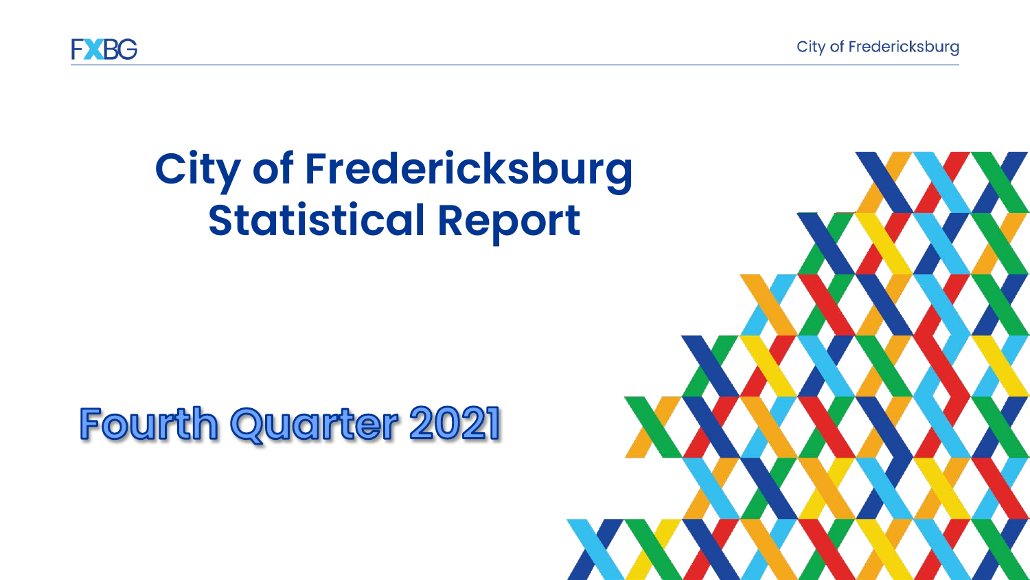# City of Fredericksburg Statistical Report

## Fourth Quarter 2021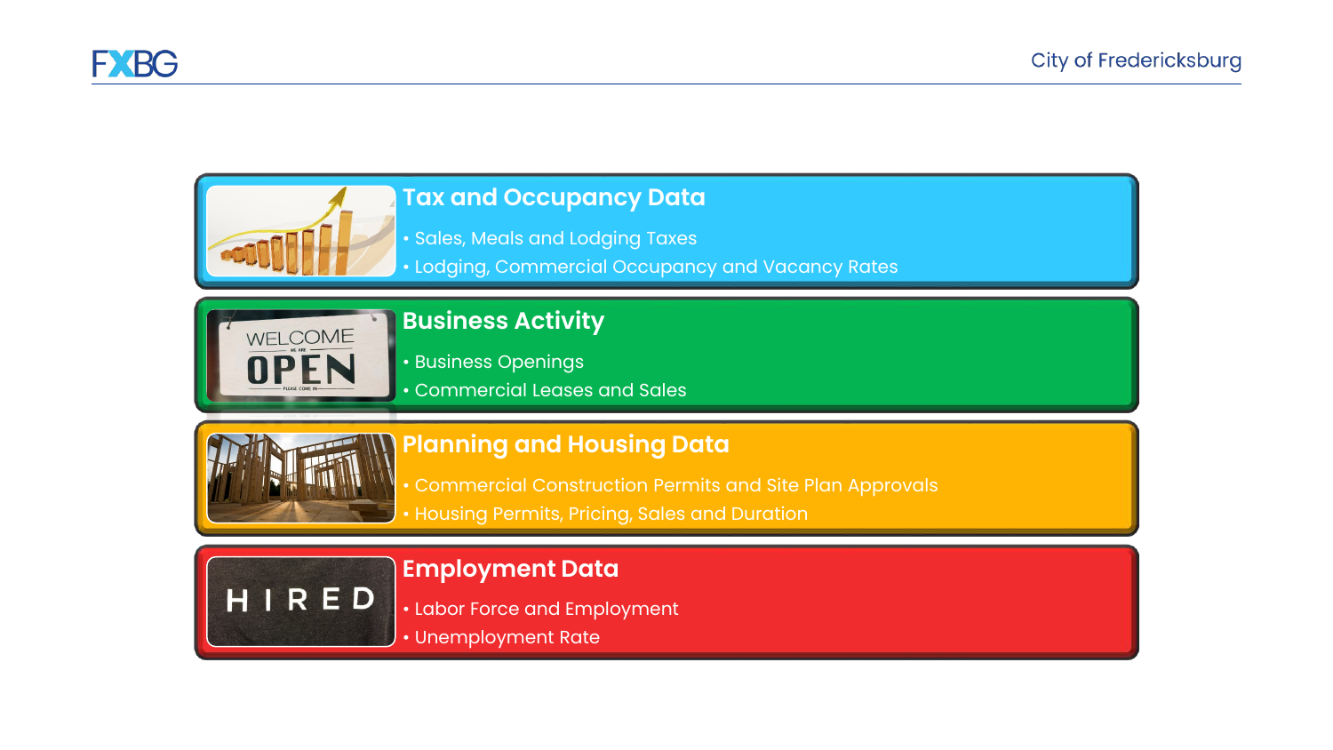## Tax and Occupancy Data

- Sales, Meals and Lodging Taxes
- Lodging, Commercial Occupancy and Vacancy Rates

## Business Activity

- Business Openings
- Commercial Leases and Sales

## Planning and Housing Data

- Commercial Construction Permits and Site Plan Approvals
- Housing Permits, Pricing, Sales and Duration

## Employment Data

- Labor Force and Employment
- Unemployment Rate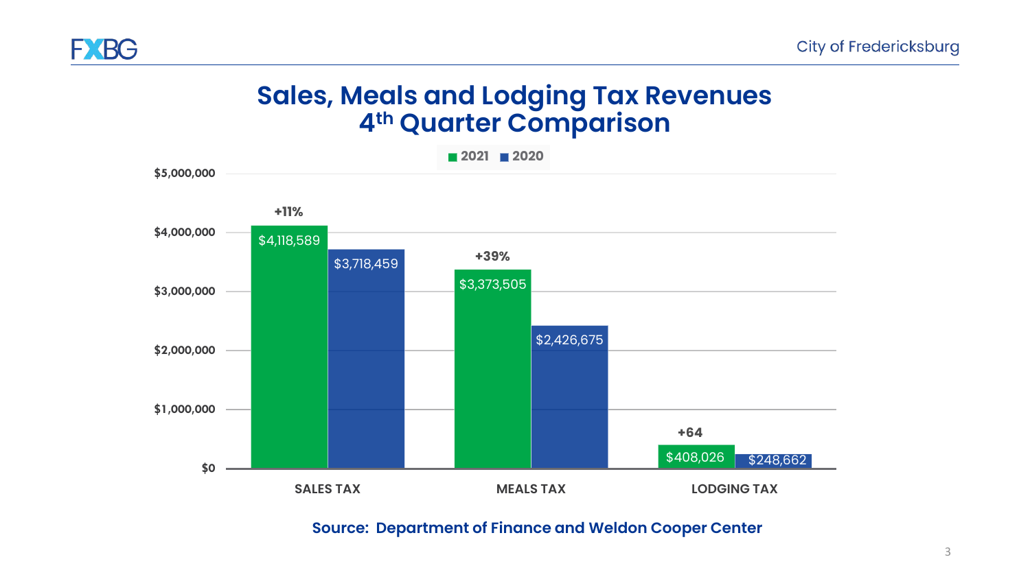# Sales, Meals and Lodging Tax Revenues 4th Quarter Comparison

| | 2021 | 2020 | Change |
|---|---|---|---|
| SALES TAX | $4,118,589 | $3,718,459 | +11% |
| MEALS TAX | $3,373,505 | $2,426,675 | +39% |
| LODGING TAX | $408,026 | $248,662 | +64 |

**Source: Department of Finance and Weldon Cooper Center**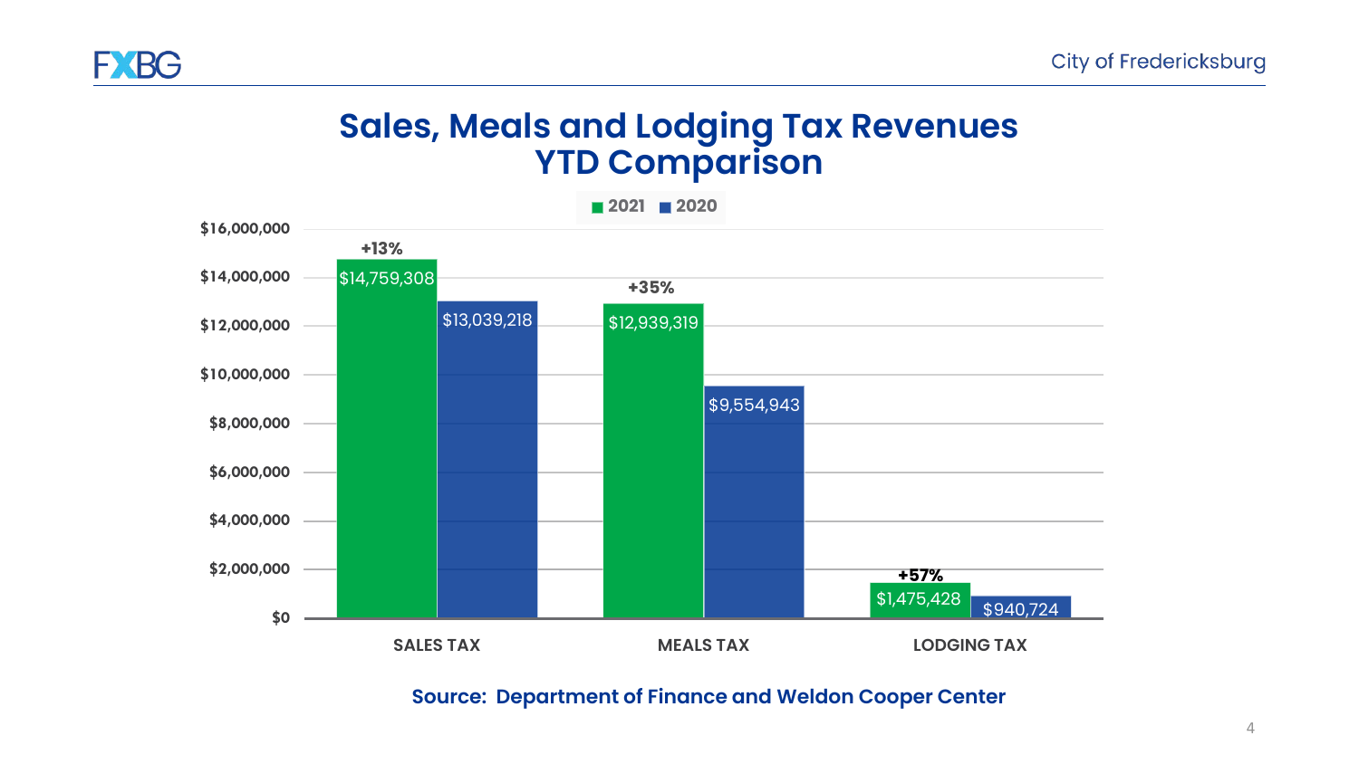# Sales, Meals and Lodging Tax Revenues YTD Comparison

| | 2021 | 2020 | Change |
|---|---|---|---|
| SALES TAX | $14,759,308 | $13,039,218 | +13% |
| MEALS TAX | $12,939,319 | $9,554,943 | +35% |
| LODGING TAX | $1,475,428 | $940,724 | +57% |

**Source: Department of Finance and Weldon Cooper Center**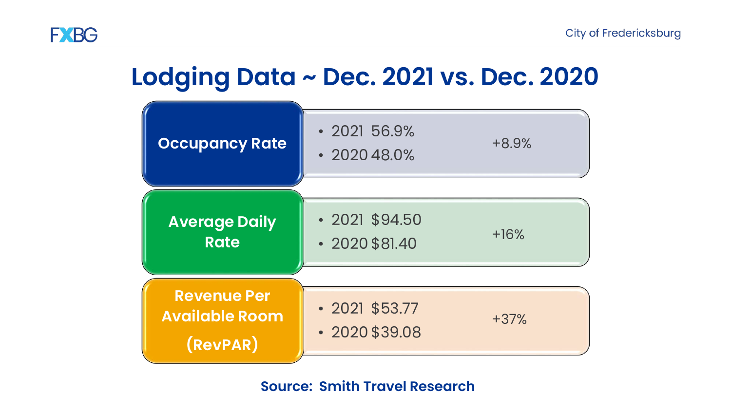# Lodging Data ~ Dec. 2021 vs. Dec. 2020

| Metric | Values | Change |
| --- | --- | --- |
| Occupancy Rate | • 2021 56.9%<br>• 2020 48.0% | +8.9% |
| Average Daily Rate | • 2021 $94.50<br>• 2020 $81.40 | +16% |
| Revenue Per Available Room (RevPAR) | • 2021 $53.77<br>• 2020 $39.08 | +37% |

**Source: Smith Travel Research**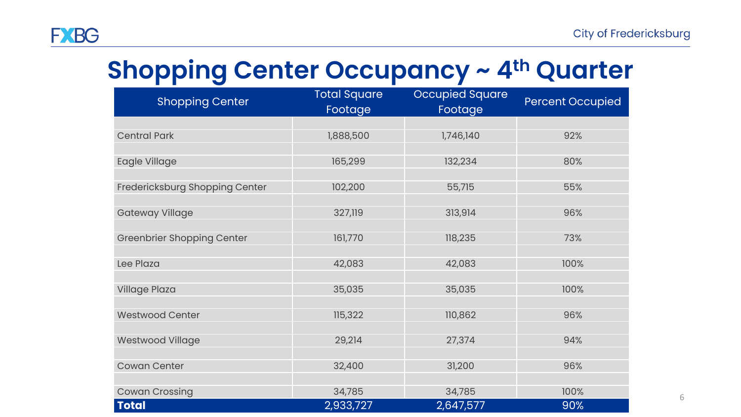# Shopping Center Occupancy ~ 4th Quarter

| Shopping Center | Total Square Footage | Occupied Square Footage | Percent Occupied |
|---|---|---|---|
| Central Park | 1,888,500 | 1,746,140 | 92% |
| Eagle Village | 165,299 | 132,234 | 80% |
| Fredericksburg Shopping Center | 102,200 | 55,715 | 55% |
| Gateway Village | 327,119 | 313,914 | 96% |
| Greenbrier Shopping Center | 161,770 | 118,235 | 73% |
| Lee Plaza | 42,083 | 42,083 | 100% |
| Village Plaza | 35,035 | 35,035 | 100% |
| Westwood Center | 115,322 | 110,862 | 96% |
| Westwood Village | 29,214 | 27,374 | 94% |
| Cowan Center | 32,400 | 31,200 | 96% |
| Cowan Crossing | 34,785 | 34,785 | 100% |
| **Total** | 2,933,727 | 2,647,577 | 90% |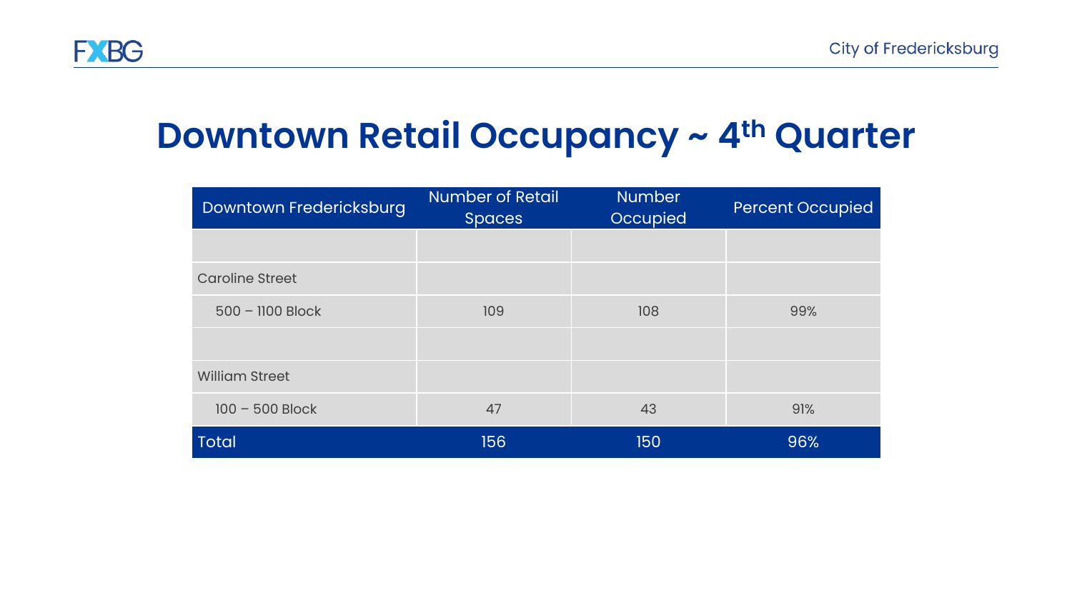# Downtown Retail Occupancy ~ 4th Quarter

| Downtown Fredericksburg | Number of Retail Spaces | Number Occupied | Percent Occupied |
|---|---|---|---|
| | | | |
| Caroline Street | | | |
| 500 – 1100 Block | 109 | 108 | 99% |
| | | | |
| William Street | | | |
| 100 – 500 Block | 47 | 43 | 91% |
| Total | 156 | 150 | 96% |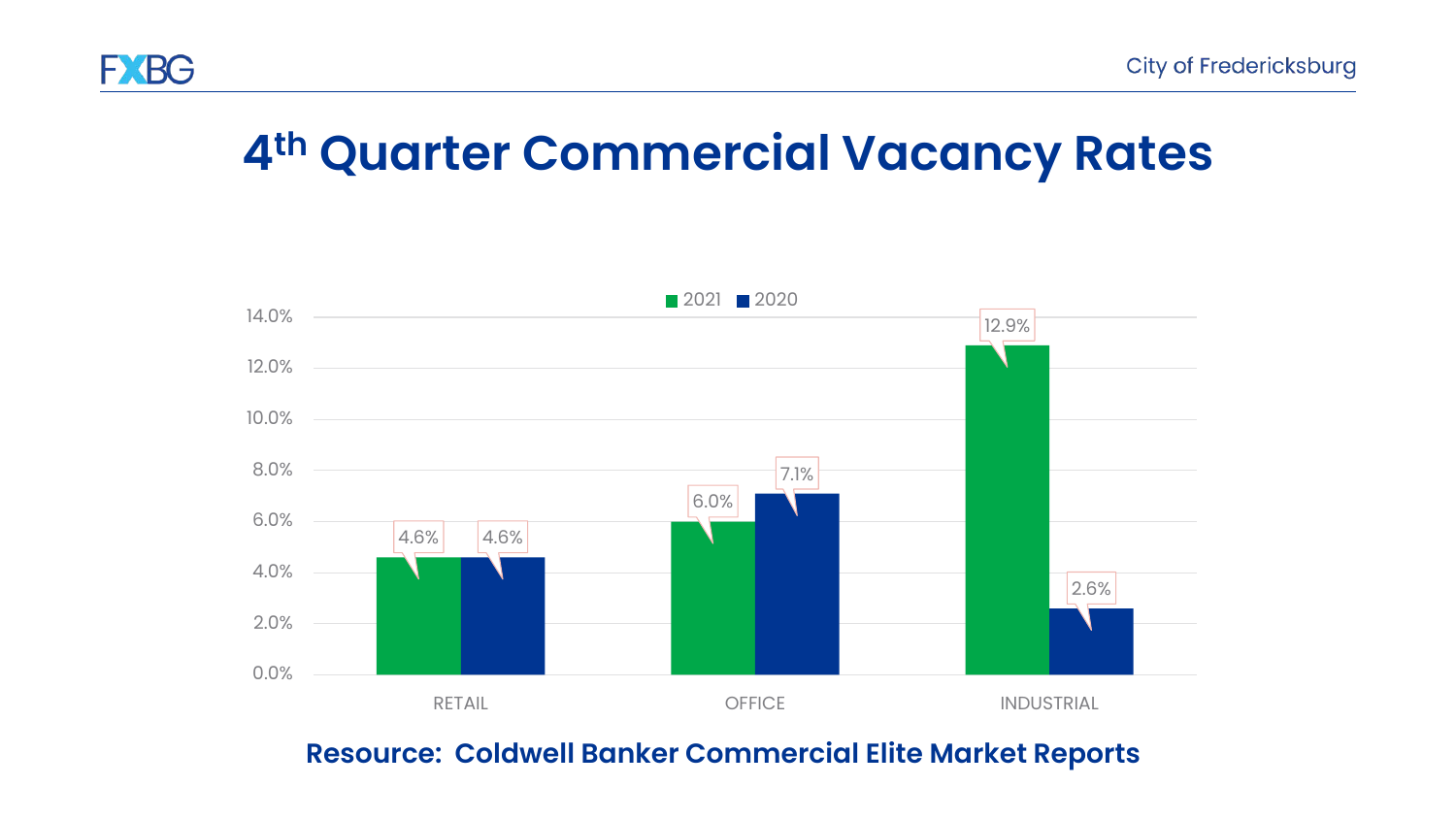# 4th Quarter Commercial Vacancy Rates

| | 2021 | 2020 |
|---|---|---|
| RETAIL | 4.6% | 4.6% |
| OFFICE | 6.0% | 7.1% |
| INDUSTRIAL | 12.9% | 2.6% |

**Resource: Coldwell Banker Commercial Elite Market Reports**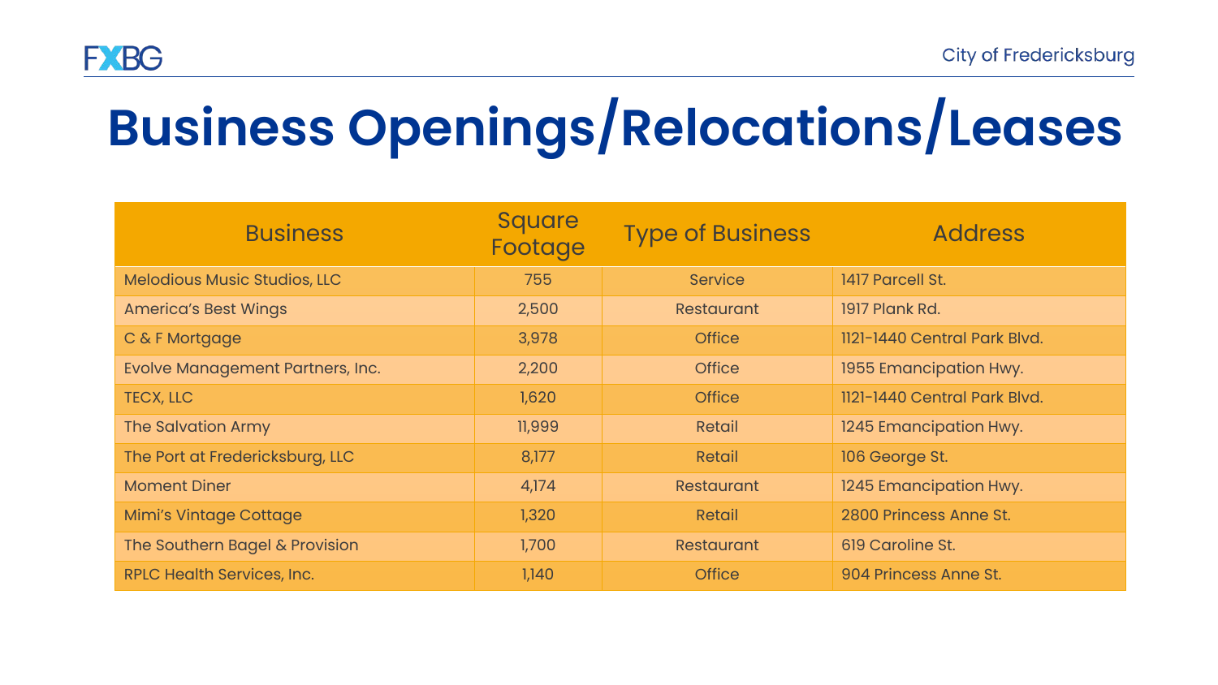# Business Openings/Relocations/Leases

| Business | Square Footage | Type of Business | Address |
|---|---|---|---|
| Melodious Music Studios, LLC | 755 | Service | 1417 Parcell St. |
| America's Best Wings | 2,500 | Restaurant | 1917 Plank Rd. |
| C & F Mortgage | 3,978 | Office | 1121-1440 Central Park Blvd. |
| Evolve Management Partners, Inc. | 2,200 | Office | 1955 Emancipation Hwy. |
| TECX, LLC | 1,620 | Office | 1121-1440 Central Park Blvd. |
| The Salvation Army | 11,999 | Retail | 1245 Emancipation Hwy. |
| The Port at Fredericksburg, LLC | 8,177 | Retail | 106 George St. |
| Moment Diner | 4,174 | Restaurant | 1245 Emancipation Hwy. |
| Mimi's Vintage Cottage | 1,320 | Retail | 2800 Princess Anne St. |
| The Southern Bagel & Provision | 1,700 | Restaurant | 619 Caroline St. |
| RPLC Health Services, Inc. | 1,140 | Office | 904 Princess Anne St. |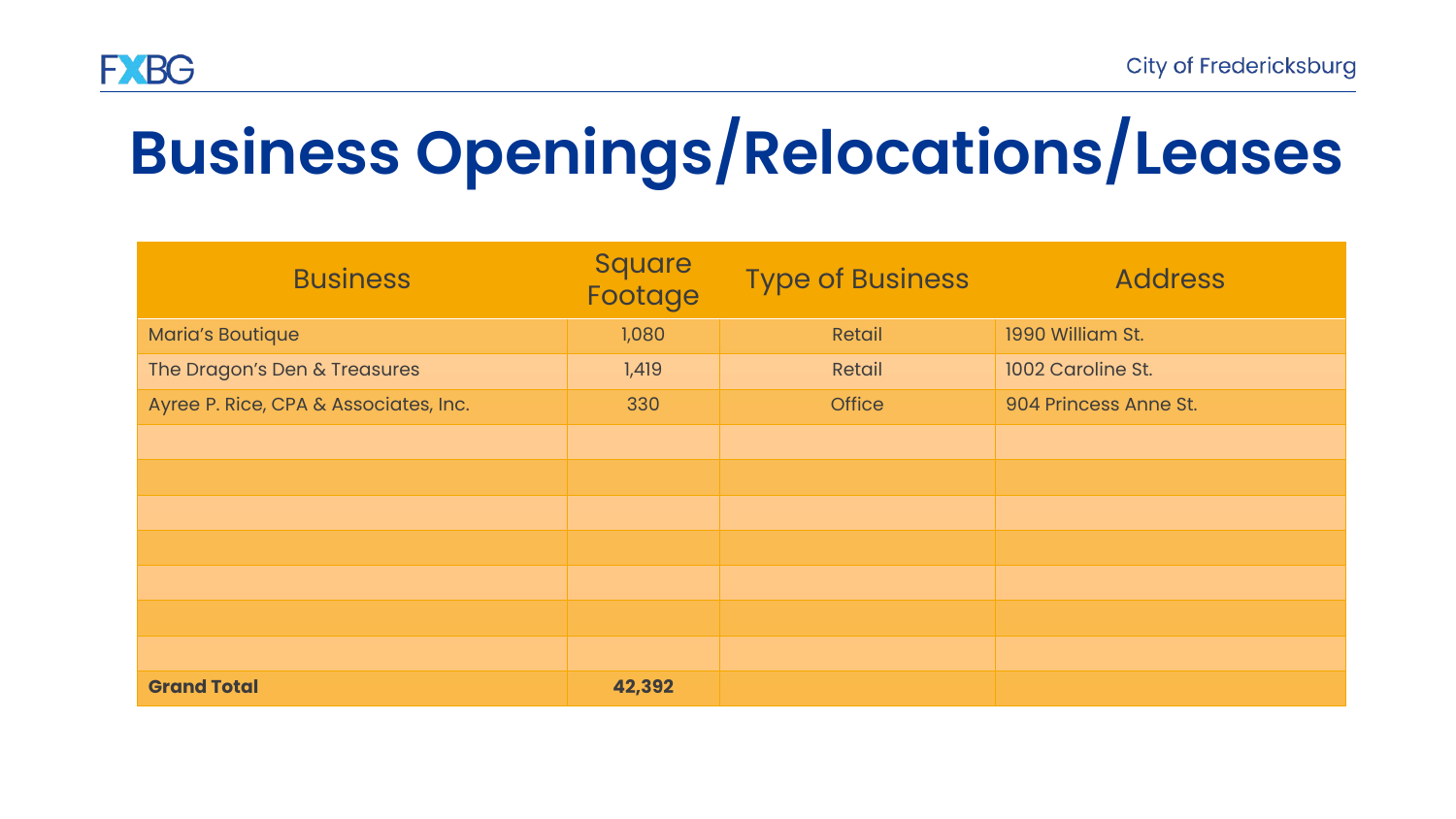# Business Openings/Relocations/Leases

| Business | Square Footage | Type of Business | Address |
|---|---|---|---|
| Maria's Boutique | 1,080 | Retail | 1990 William St. |
| The Dragon's Den & Treasures | 1,419 | Retail | 1002 Caroline St. |
| Ayree P. Rice, CPA & Associates, Inc. | 330 | Office | 904 Princess Anne St. |
| | | | |
| | | | |
| | | | |
| | | | |
| | | | |
| | | | |
| | | | |
| **Grand Total** | **42,392** | | |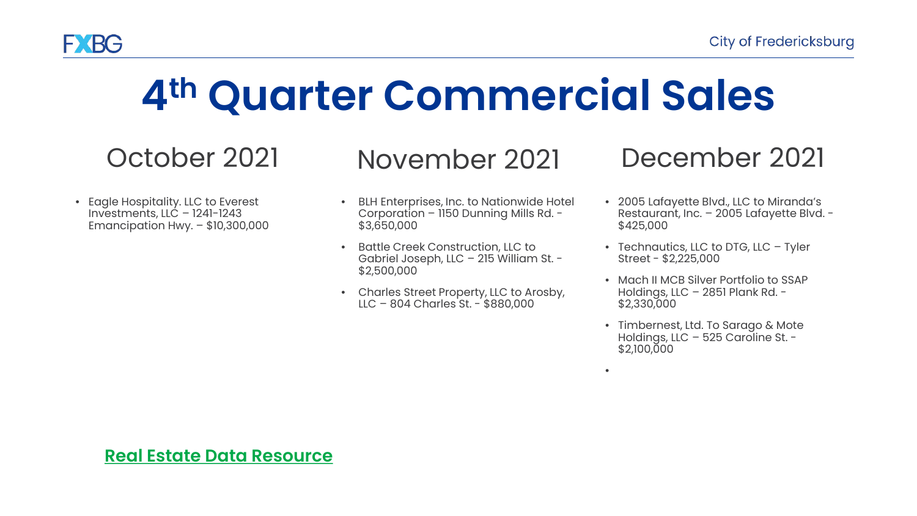# 4th Quarter Commercial Sales

## October 2021

- Eagle Hospitality. LLC to Everest Investments, LLC – 1241-1243 Emancipation Hwy. – $10,300,000

## November 2021

- BLH Enterprises, Inc. to Nationwide Hotel Corporation – 1150 Dunning Mills Rd. - $3,650,000
- Battle Creek Construction, LLC to Gabriel Joseph, LLC – 215 William St. - $2,500,000
- Charles Street Property, LLC to Arosby, LLC – 804 Charles St. - $880,000

## December 2021

- 2005 Lafayette Blvd., LLC to Miranda's Restaurant, Inc. – 2005 Lafayette Blvd. - $425,000
- Technautics, LLC to DTG, LLC – Tyler Street - $2,225,000
- Mach II MCB Silver Portfolio to SSAP Holdings, LLC – 2851 Plank Rd. - $2,330,000
- Timbernest, Ltd. To Sarago & Mote Holdings, LLC – 525 Caroline St. - $2,100,000

**Real Estate Data Resource**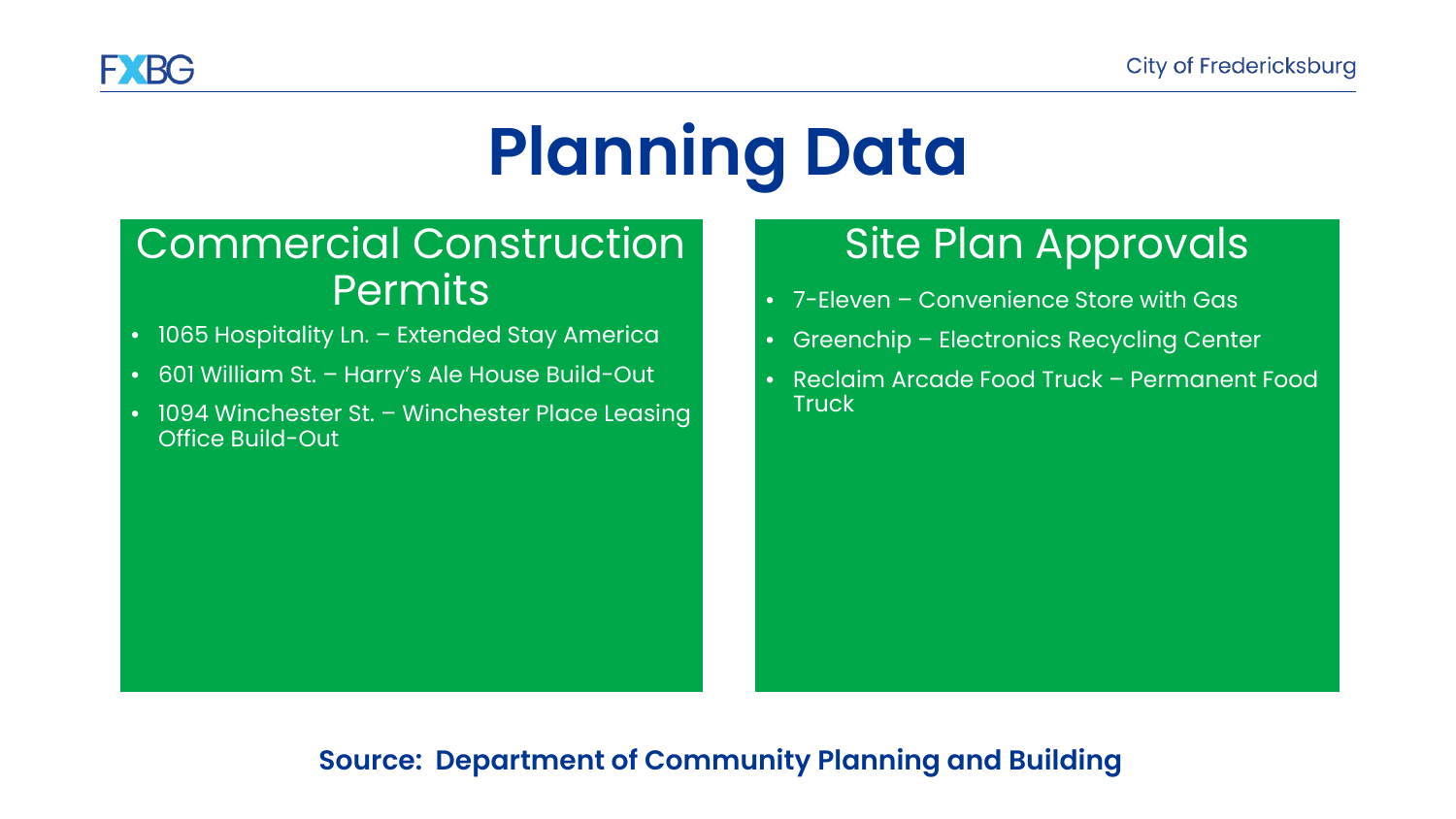# Planning Data

## Commercial Construction Permits

- 1065 Hospitality Ln. – Extended Stay America
- 601 William St. – Harry's Ale House Build-Out
- 1094 Winchester St. – Winchester Place Leasing Office Build-Out

## Site Plan Approvals

- 7-Eleven – Convenience Store with Gas
- Greenchip – Electronics Recycling Center
- Reclaim Arcade Food Truck – Permanent Food Truck

**Source: Department of Community Planning and Building**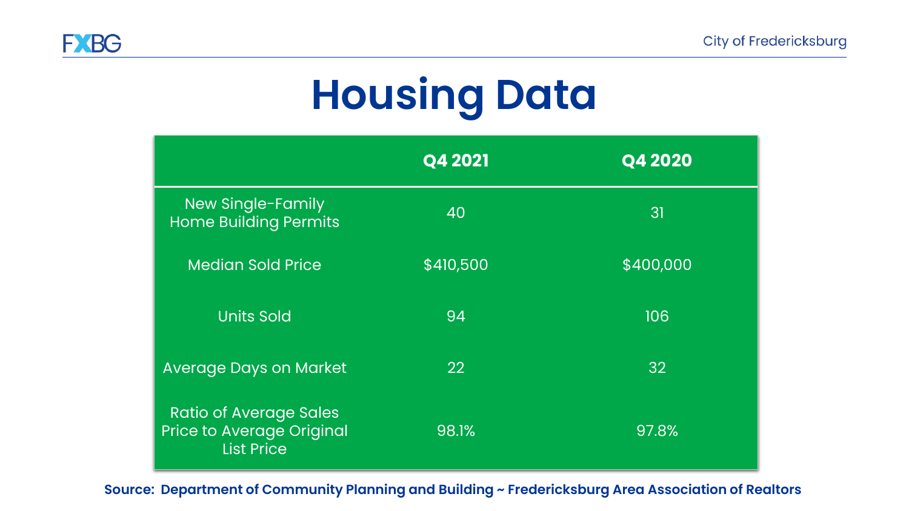# Housing Data

| | Q4 2021 | Q4 2020 |
|---|---|---|
| New Single-Family Home Building Permits | 40 | 31 |
| Median Sold Price | $410,500 | $400,000 |
| Units Sold | 94 | 106 |
| Average Days on Market | 22 | 32 |
| Ratio of Average Sales Price to Average Original List Price | 98.1% | 97.8% |

**Source: Department of Community Planning and Building ~ Fredericksburg Area Association of Realtors**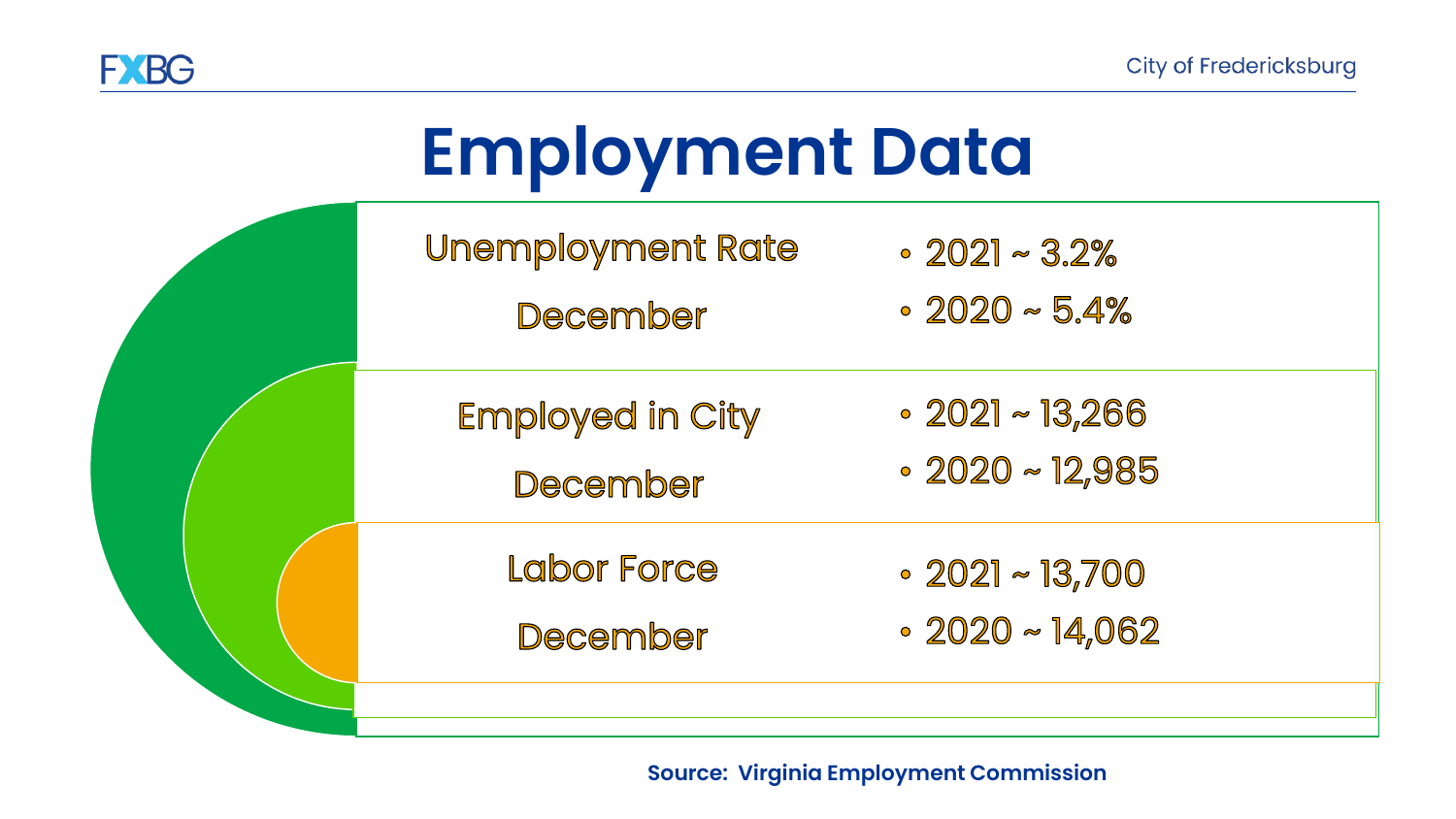# Employment Data

**Unemployment Rate December**

- 2021 ~ 3.2%
- 2020 ~ 5.4%

**Employed in City December**

- 2021 ~ 13,266
- 2020 ~ 12,985

**Labor Force December**

- 2021 ~ 13,700
- 2020 ~ 14,062

**Source: Virginia Employment Commission**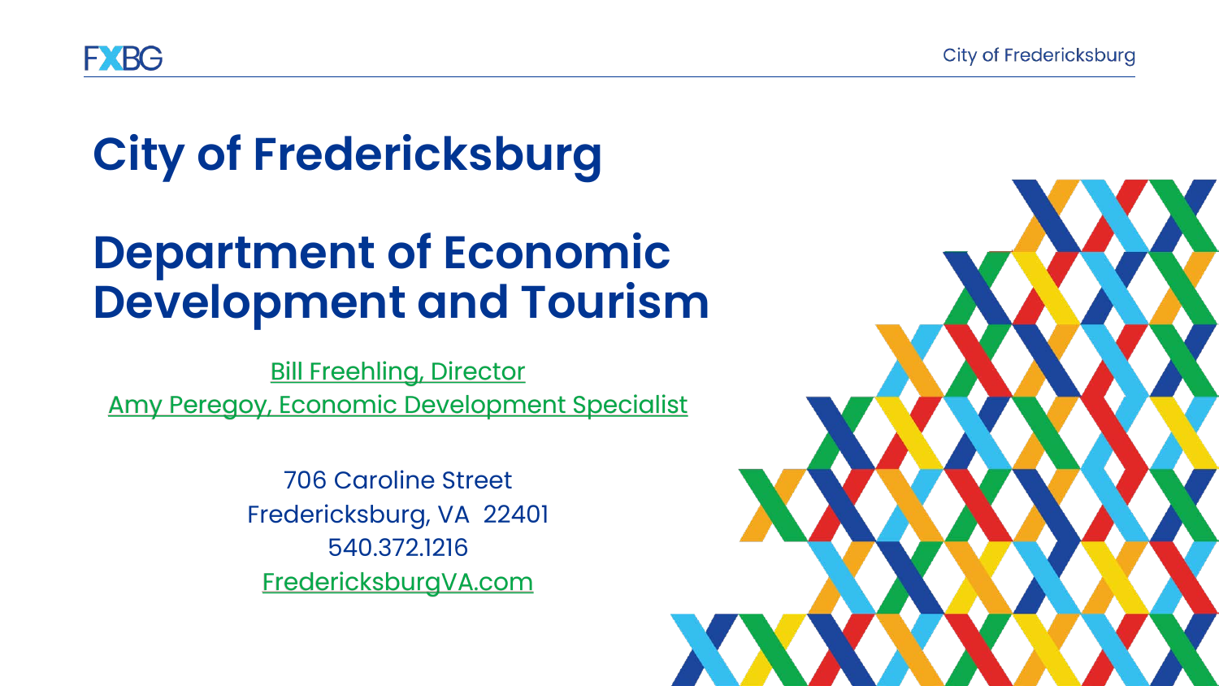# City of Fredericksburg

# Department of Economic Development and Tourism

Bill Freehling, Director
Amy Peregoy, Economic Development Specialist

706 Caroline Street
Fredericksburg, VA  22401
540.372.1216
FredericksburgVA.com